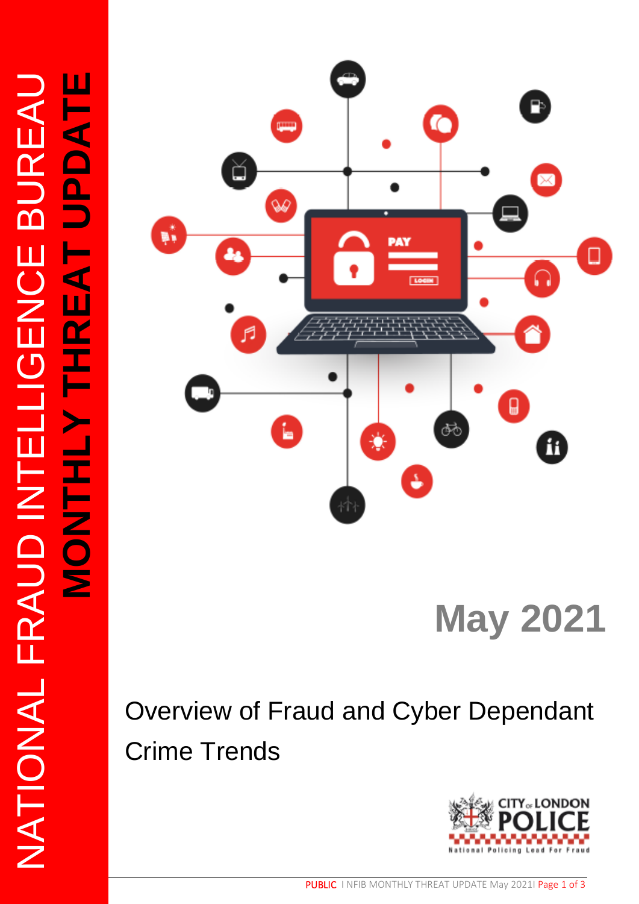# NATIONAL FRAUD INTELLIGENCE BUREAU

# MONTHLY THREAT UPDATE

## May 2021

Overview of Fraud and Cyber Dependant Crime Trends

CITY of LONDON POLICE

National Policing Lead For Fraud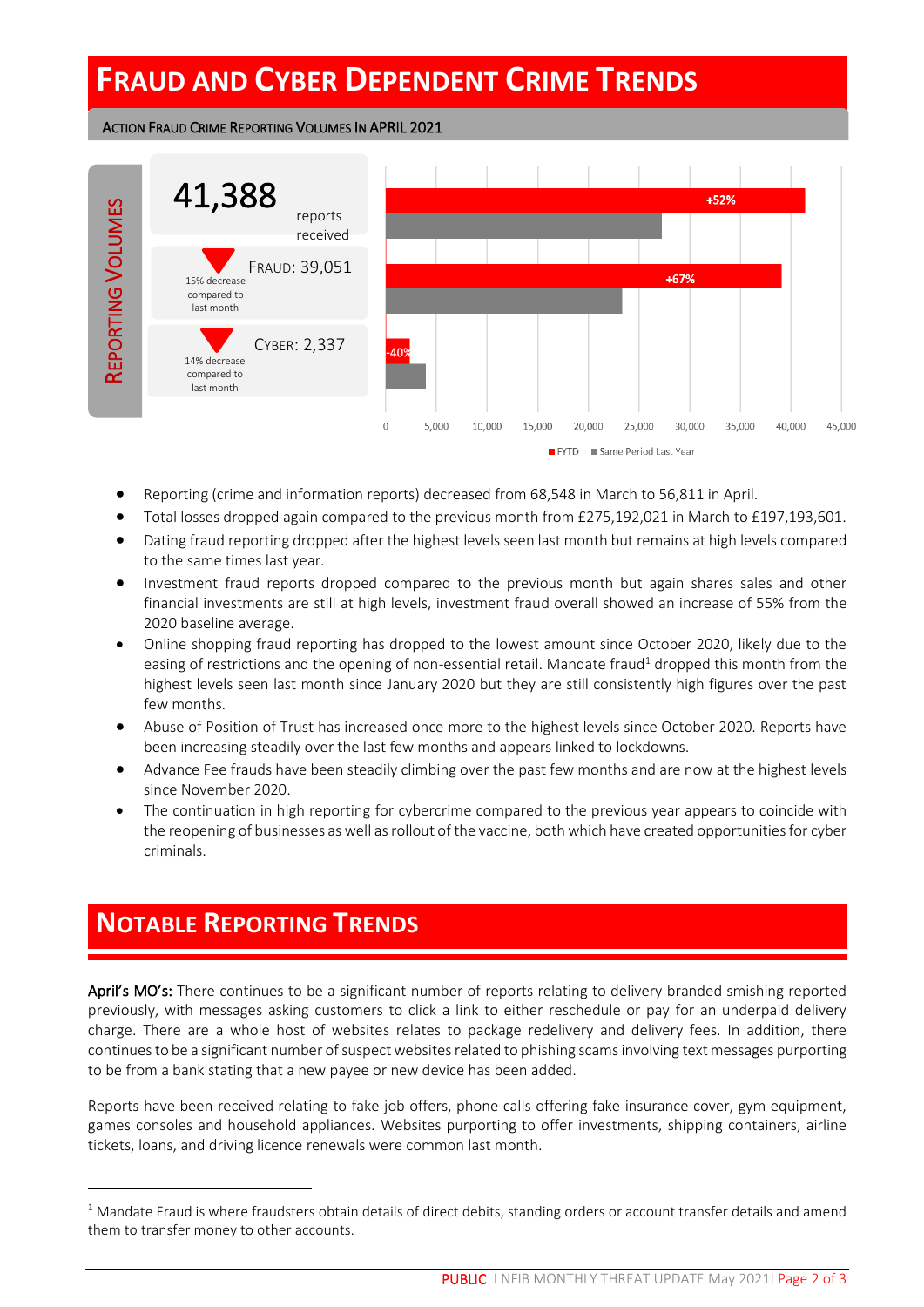# Fraud and Cyber Dependent Crime Trends

### Action Fraud Crime Reporting Volumes In April 2021

**Reporting Volumes**

**41,388** reports received

**Fraud: 39,051** — 15% decrease compared to last month

**Cyber: 2,337** — 14% decrease compared to last month

| | FYTD | Same Period Last Year | Change |
|---|---|---|---|
| Total | 41,388 | | +52% |
| Fraud | 39,051 | | +67% |
| Cyber | 2,337 | | -40% |

- Reporting (crime and information reports) decreased from 68,548 in March to 56,811 in April.
- Total losses dropped again compared to the previous month from £275,192,021 in March to £197,193,601.
- Dating fraud reporting dropped after the highest levels seen last month but remains at high levels compared to the same times last year.
- Investment fraud reports dropped compared to the previous month but again shares sales and other financial investments are still at high levels, investment fraud overall showed an increase of 55% from the 2020 baseline average.
- Online shopping fraud reporting has dropped to the lowest amount since October 2020, likely due to the easing of restrictions and the opening of non-essential retail. Mandate fraud[1] dropped this month from the highest levels seen last month since January 2020 but they are still consistently high figures over the past few months.
- Abuse of Position of Trust has increased once more to the highest levels since October 2020. Reports have been increasing steadily over the last few months and appears linked to lockdowns.
- Advance Fee frauds have been steadily climbing over the past few months and are now at the highest levels since November 2020.
- The continuation in high reporting for cybercrime compared to the previous year appears to coincide with the reopening of businesses as well as rollout of the vaccine, both which have created opportunities for cyber criminals.

# Notable Reporting Trends

**April's MO's:** There continues to be a significant number of reports relating to delivery branded smishing reported previously, with messages asking customers to click a link to either reschedule or pay for an underpaid delivery charge. There are a whole host of websites relates to package redelivery and delivery fees. In addition, there continues to be a significant number of suspect websites related to phishing scams involving text messages purporting to be from a bank stating that a new payee or new device has been added.

Reports have been received relating to fake job offers, phone calls offering fake insurance cover, gym equipment, games consoles and household appliances. Websites purporting to offer investments, shipping containers, airline tickets, loans, and driving licence renewals were common last month.

---

[1] Mandate Fraud is where fraudsters obtain details of direct debits, standing orders or account transfer details and amend them to transfer money to other accounts.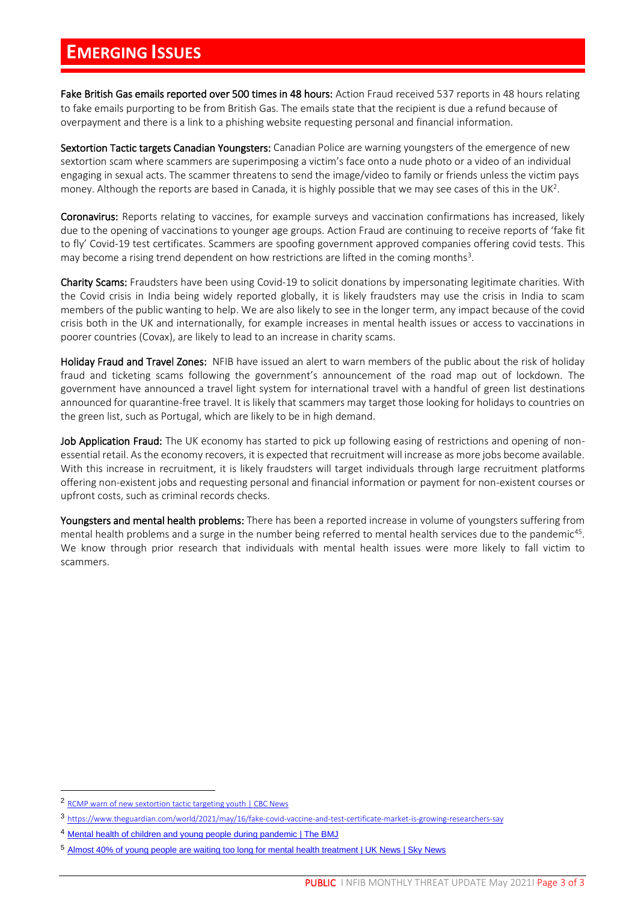# EMERGING ISSUES

**Fake British Gas emails reported over 500 times in 48 hours:** Action Fraud received 537 reports in 48 hours relating to fake emails purporting to be from British Gas. The emails state that the recipient is due a refund because of overpayment and there is a link to a phishing website requesting personal and financial information.

**Sextortion Tactic targets Canadian Youngsters:** Canadian Police are warning youngsters of the emergence of new sextortion scam where scammers are superimposing a victim's face onto a nude photo or a video of an individual engaging in sexual acts. The scammer threatens to send the image/video to family or friends unless the victim pays money. Although the reports are based in Canada, it is highly possible that we may see cases of this in the UK[2].

**Coronavirus:** Reports relating to vaccines, for example surveys and vaccination confirmations has increased, likely due to the opening of vaccinations to younger age groups. Action Fraud are continuing to receive reports of 'fake fit to fly' Covid-19 test certificates. Scammers are spoofing government approved companies offering covid tests. This may become a rising trend dependent on how restrictions are lifted in the coming months[3].

**Charity Scams:** Fraudsters have been using Covid-19 to solicit donations by impersonating legitimate charities. With the Covid crisis in India being widely reported globally, it is likely fraudsters may use the crisis in India to scam members of the public wanting to help. We are also likely to see in the longer term, any impact because of the covid crisis both in the UK and internationally, for example increases in mental health issues or access to vaccinations in poorer countries (Covax), are likely to lead to an increase in charity scams.

**Holiday Fraud and Travel Zones:** NFIB have issued an alert to warn members of the public about the risk of holiday fraud and ticketing scams following the government's announcement of the road map out of lockdown. The government have announced a travel light system for international travel with a handful of green list destinations announced for quarantine-free travel. It is likely that scammers may target those looking for holidays to countries on the green list, such as Portugal, which are likely to be in high demand.

**Job Application Fraud:** The UK economy has started to pick up following easing of restrictions and opening of non-essential retail. As the economy recovers, it is expected that recruitment will increase as more jobs become available. With this increase in recruitment, it is likely fraudsters will target individuals through large recruitment platforms offering non-existent jobs and requesting personal and financial information or payment for non-existent courses or upfront costs, such as criminal records checks.

**Youngsters and mental health problems:** There has been a reported increase in volume of youngsters suffering from mental health problems and a surge in the number being referred to mental health services due to the pandemic[4,5]. We know through prior research that individuals with mental health issues were more likely to fall victim to scammers.

---

[2] RCMP warn of new sextortion tactic targeting youth | CBC News

[3] https://www.theguardian.com/world/2021/may/16/fake-covid-vaccine-and-test-certificate-market-is-growing-researchers-say

[4] Mental health of children and young people during pandemic | The BMJ

[5] Almost 40% of young people are waiting too long for mental health treatment | UK News | Sky News